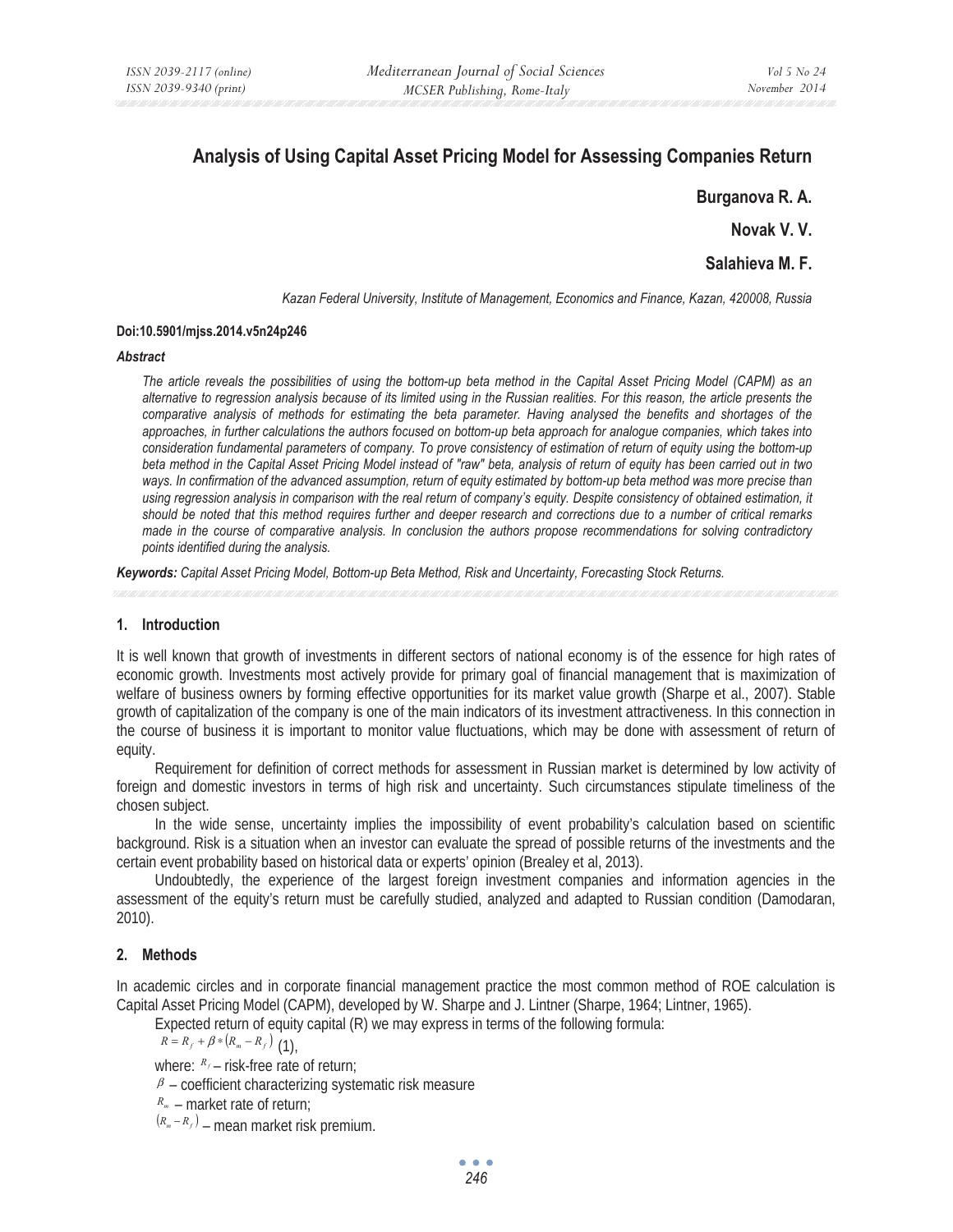# Analysis of Using Capital Asset Pricing Model for Assessing Companies Return

**Burganova R. A.**

**Novak V. V.**

**Salahieva M. F.**

*Kazan Federal University, Institute of Management, Economics and Finance, Kazan, 420008, Russia*

**Doi:10.5901/mjss.2014.v5n24p246**

***Abstract***

*The article reveals the possibilities of using the bottom-up beta method in the Capital Asset Pricing Model (CAPM) as an alternative to regression analysis because of its limited using in the Russian realities. For this reason, the article presents the comparative analysis of methods for estimating the beta parameter. Having analysed the benefits and shortages of the approaches, in further calculations the authors focused on bottom-up beta approach for analogue companies, which takes into consideration fundamental parameters of company. To prove consistency of estimation of return of equity using the bottom-up beta method in the Capital Asset Pricing Model instead of "raw" beta, analysis of return of equity has been carried out in two ways. In confirmation of the advanced assumption, return of equity estimated by bottom-up beta method was more precise than using regression analysis in comparison with the real return of company's equity. Despite consistency of obtained estimation, it should be noted that this method requires further and deeper research and corrections due to a number of critical remarks made in the course of comparative analysis. In conclusion the authors propose recommendations for solving contradictory points identified during the analysis.*

***Keywords:*** *Capital Asset Pricing Model, Bottom-up Beta Method, Risk and Uncertainty, Forecasting Stock Returns.*

## 1. Introduction

It is well known that growth of investments in different sectors of national economy is of the essence for high rates of economic growth. Investments most actively provide for primary goal of financial management that is maximization of welfare of business owners by forming effective opportunities for its market value growth (Sharpe et al., 2007). Stable growth of capitalization of the company is one of the main indicators of its investment attractiveness. In this connection in the course of business it is important to monitor value fluctuations, which may be done with assessment of return of equity.

Requirement for definition of correct methods for assessment in Russian market is determined by low activity of foreign and domestic investors in terms of high risk and uncertainty. Such circumstances stipulate timeliness of the chosen subject.

In the wide sense, uncertainty implies the impossibility of event probability's calculation based on scientific background. Risk is a situation when an investor can evaluate the spread of possible returns of the investments and the certain event probability based on historical data or experts' opinion (Brealey et al, 2013).

Undoubtedly, the experience of the largest foreign investment companies and information agencies in the assessment of the equity's return must be carefully studied, analyzed and adapted to Russian condition (Damodaran, 2010).

## 2. Methods

In academic circles and in corporate financial management practice the most common method of ROE calculation is Capital Asset Pricing Model (CAPM), developed by W. Sharpe and J. Lintner (Sharpe, 1964; Lintner, 1965).

Expected return of equity capital (R) we may express in terms of the following formula:

$$R = R_f + \beta * (R_m - R_f) \quad (1),$$

where: $R_f$ – risk-free rate of return;

$\beta$ – coefficient characterizing systematic risk measure

$R_m$ – market rate of return;

$(R_m - R_f)$ – mean market risk premium.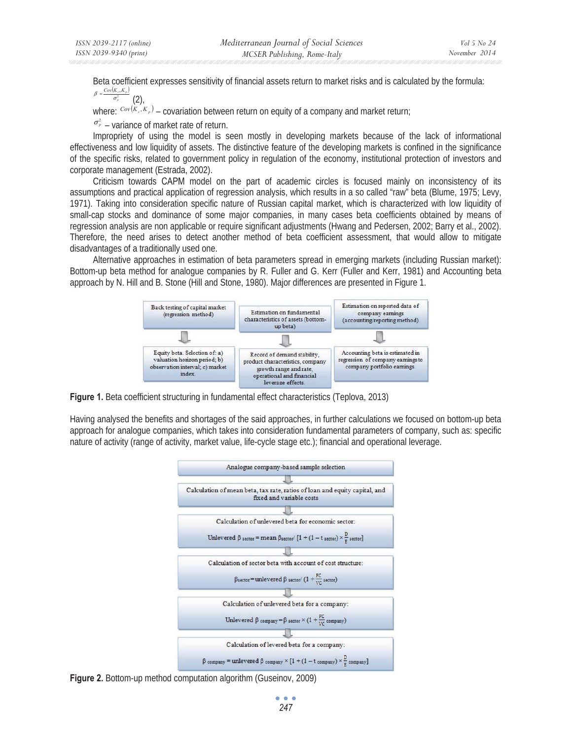Beta coefficient expresses sensitivity of financial assets return to market risks and is calculated by the formula:

$$\beta = \frac{Cov(K_s, K_p)}{\sigma_p^2} \quad (2),$$

where: $Cov(K_s, K_p)$ – covariation between return on equity of a company and market return;

$\sigma_p^2$ – variance of market rate of return.

Impropriety of using the model is seen mostly in developing markets because of the lack of informational effectiveness and low liquidity of assets. The distinctive feature of the developing markets is confined in the significance of the specific risks, related to government policy in regulation of the economy, institutional protection of investors and corporate management (Estrada, 2002).

Criticism towards CAPM model on the part of academic circles is focused mainly on inconsistency of its assumptions and practical application of regression analysis, which results in a so called "raw" beta (Blume, 1975; Levy, 1971). Taking into consideration specific nature of Russian capital market, which is characterized with low liquidity of small-cap stocks and dominance of some major companies, in many cases beta coefficients obtained by means of regression analysis are non applicable or require significant adjustments (Hwang and Pedersen, 2002; Barry et al., 2002). Therefore, the need arises to detect another method of beta coefficient assessment, that would allow to mitigate disadvantages of a traditionally used one.

Alternative approaches in estimation of beta parameters spread in emerging markets (including Russian market): Bottom-up beta method for analogue companies by R. Fuller and G. Kerr (Fuller and Kerr, 1981) and Accounting beta approach by N. Hill and B. Stone (Hill and Stone, 1980). Major differences are presented in Figure 1.

| Back testing of capital market (regression method) | Estimation on fundamental characteristics of assets (bottom-up beta) | Estimation on reported data of company earnings (accounting reporting method) |
| --- | --- | --- |
| ⇩ | ⇩ | ⇩ |
| Equity beta. Selection of: a) valuation horizon period; b) observation interval; c) market index. | Record of demand stability, product characteristics, company growth range and rate, operational and financial leverage effects. | Accounting beta is estimated in regression of company earnings to company portfolio earnings. |

**Figure 1.** Beta coefficient structuring in fundamental effect characteristics (Teplova, 2013)

Having analysed the benefits and shortages of the said approaches, in further calculations we focused on bottom-up beta approach for analogue companies, which takes into consideration fundamental parameters of company, such as: specific nature of activity (range of activity, market value, life-cycle stage etc.); financial and operational leverage.

Analogue company-based sample selection

⇩

Calculation of mean beta, tax rate, ratios of loan and equity capital, and fixed and variable costs

⇩

Calculation of unlevered beta for economic sector:

$$\text{Unlevered } \beta_{sector} = \text{mean } \beta_{sector} / \left[1 + (1 - t_{sector}) \times \frac{D}{E}_{sector}\right]$$

⇩

Calculation of sector beta with account of cost structure:

$$\beta_{sector} = \text{unlevered } \beta_{sector} / \left(1 + \frac{FC}{VC}_{sector}\right)$$

⇩

Calculation of unlevered beta for a company:

$$\text{Unlevered } \beta_{company} = \beta_{sector} \times \left(1 + \frac{FC}{VC}_{company}\right)$$

⇩

Calculation of levered beta for a company:

$$\beta_{company} = \text{unlevered } \beta_{company} \times \left[1 + (1 - t_{company}) \times \frac{D}{E}_{company}\right]$$

**Figure 2.** Bottom-up method computation algorithm (Guseinov, 2009)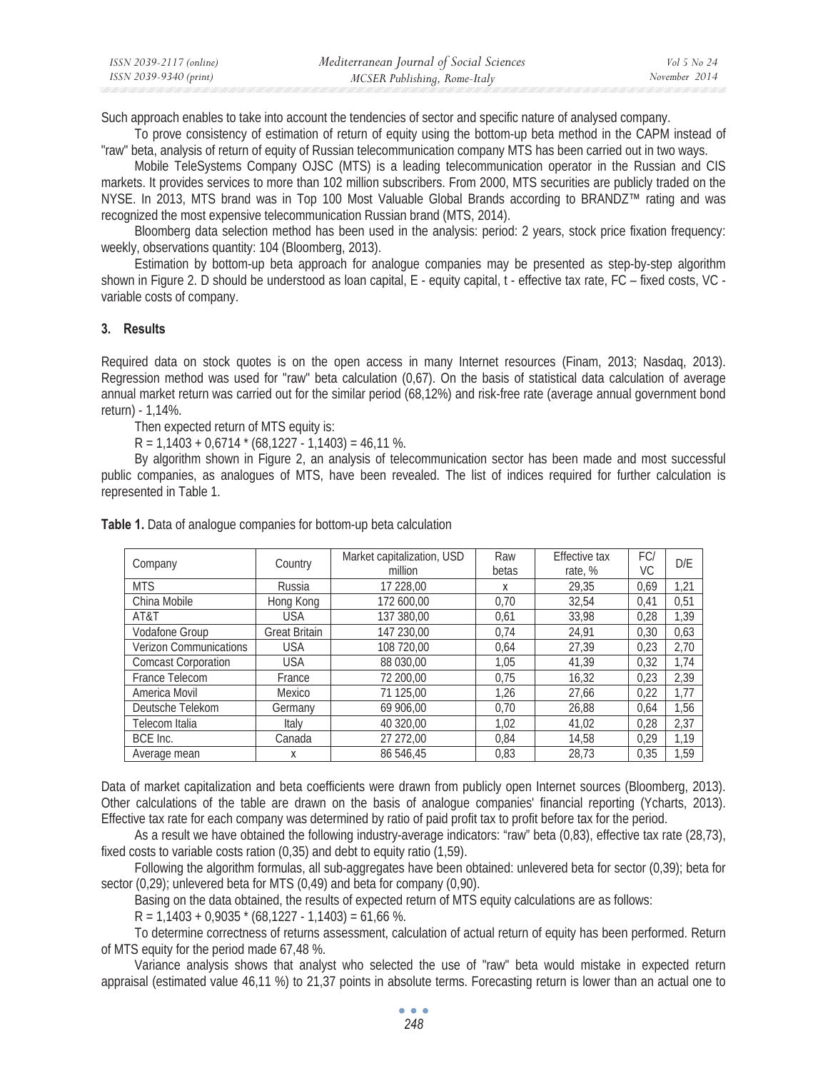Such approach enables to take into account the tendencies of sector and specific nature of analysed company.

To prove consistency of estimation of return of equity using the bottom-up beta method in the CAPM instead of "raw" beta, analysis of return of equity of Russian telecommunication company MTS has been carried out in two ways.

Mobile TeleSystems Company OJSC (MTS) is a leading telecommunication operator in the Russian and CIS markets. It provides services to more than 102 million subscribers. From 2000, MTS securities are publicly traded on the NYSE. In 2013, MTS brand was in Top 100 Most Valuable Global Brands according to BRANDZ™ rating and was recognized the most expensive telecommunication Russian brand (MTS, 2014).

Bloomberg data selection method has been used in the analysis: period: 2 years, stock price fixation frequency: weekly, observations quantity: 104 (Bloomberg, 2013).

Estimation by bottom-up beta approach for analogue companies may be presented as step-by-step algorithm shown in Figure 2. D should be understood as loan capital, E - equity capital, t - effective tax rate, FC – fixed costs, VC - variable costs of company.

## 3. Results

Required data on stock quotes is on the open access in many Internet resources (Finam, 2013; Nasdaq, 2013). Regression method was used for "raw" beta calculation (0,67). On the basis of statistical data calculation of average annual market return was carried out for the similar period (68,12%) and risk-free rate (average annual government bond return) - 1,14%.

Then expected return of MTS equity is:

$R = 1{,}1403 + 0{,}6714 * (68{,}1227 - 1{,}1403) = 46{,}11\ \%$.

By algorithm shown in Figure 2, an analysis of telecommunication sector has been made and most successful public companies, as analogues of MTS, have been revealed. The list of indices required for further calculation is represented in Table 1.

**Table 1.** Data of analogue companies for bottom-up beta calculation

| Company | Country | Market capitalization, USD million | Raw betas | Effective tax rate, % | FC/VC | D/E |
|---|---|---|---|---|---|---|
| MTS | Russia | 17 228,00 | x | 29,35 | 0,69 | 1,21 |
| China Mobile | Hong Kong | 172 600,00 | 0,70 | 32,54 | 0,41 | 0,51 |
| AT&T | USA | 137 380,00 | 0,61 | 33,98 | 0,28 | 1,39 |
| Vodafone Group | Great Britain | 147 230,00 | 0,74 | 24,91 | 0,30 | 0,63 |
| Verizon Communications | USA | 108 720,00 | 0,64 | 27,39 | 0,23 | 2,70 |
| Comcast Corporation | USA | 88 030,00 | 1,05 | 41,39 | 0,32 | 1,74 |
| France Telecom | France | 72 200,00 | 0,75 | 16,32 | 0,23 | 2,39 |
| America Movil | Mexico | 71 125,00 | 1,26 | 27,66 | 0,22 | 1,77 |
| Deutsche Telekom | Germany | 69 906,00 | 0,70 | 26,88 | 0,64 | 1,56 |
| Telecom Italia | Italy | 40 320,00 | 1,02 | 41,02 | 0,28 | 2,37 |
| BCE Inc. | Canada | 27 272,00 | 0,84 | 14,58 | 0,29 | 1,19 |
| Average mean | x | 86 546,45 | 0,83 | 28,73 | 0,35 | 1,59 |

Data of market capitalization and beta coefficients were drawn from publicly open Internet sources (Bloomberg, 2013). Other calculations of the table are drawn on the basis of analogue companies' financial reporting (Ycharts, 2013). Effective tax rate for each company was determined by ratio of paid profit tax to profit before tax for the period.

As a result we have obtained the following industry-average indicators: "raw" beta (0,83), effective tax rate (28,73), fixed costs to variable costs ration (0,35) and debt to equity ratio (1,59).

Following the algorithm formulas, all sub-aggregates have been obtained: unlevered beta for sector (0,39); beta for sector (0,29); unlevered beta for MTS (0,49) and beta for company (0,90).

Basing on the data obtained, the results of expected return of MTS equity calculations are as follows:

$R = 1{,}1403 + 0{,}9035 * (68{,}1227 - 1{,}1403) = 61{,}66\ \%$.

To determine correctness of returns assessment, calculation of actual return of equity has been performed. Return of MTS equity for the period made 67,48 %.

Variance analysis shows that analyst who selected the use of "raw" beta would mistake in expected return appraisal (estimated value 46,11 %) to 21,37 points in absolute terms. Forecasting return is lower than an actual one to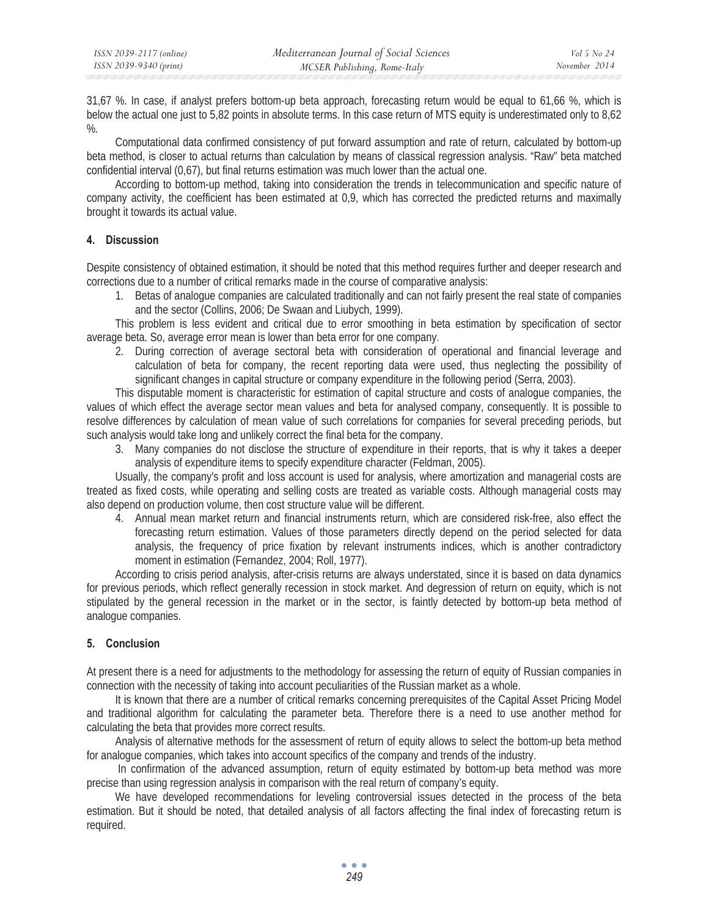31,67 %. In case, if analyst prefers bottom-up beta approach, forecasting return would be equal to 61,66 %, which is below the actual one just to 5,82 points in absolute terms. In this case return of MTS equity is underestimated only to 8,62 %.

Computational data confirmed consistency of put forward assumption and rate of return, calculated by bottom-up beta method, is closer to actual returns than calculation by means of classical regression analysis. "Raw" beta matched confidential interval (0,67), but final returns estimation was much lower than the actual one.

According to bottom-up method, taking into consideration the trends in telecommunication and specific nature of company activity, the coefficient has been estimated at 0,9, which has corrected the predicted returns and maximally brought it towards its actual value.

## 4. Discussion

Despite consistency of obtained estimation, it should be noted that this method requires further and deeper research and corrections due to a number of critical remarks made in the course of comparative analysis:

1. Betas of analogue companies are calculated traditionally and can not fairly present the real state of companies and the sector (Collins, 2006; De Swaan and Liubych, 1999).

This problem is less evident and critical due to error smoothing in beta estimation by specification of sector average beta. So, average error mean is lower than beta error for one company.

2. During correction of average sectoral beta with consideration of operational and financial leverage and calculation of beta for company, the recent reporting data were used, thus neglecting the possibility of significant changes in capital structure or company expenditure in the following period (Serra, 2003).

This disputable moment is characteristic for estimation of capital structure and costs of analogue companies, the values of which effect the average sector mean values and beta for analysed company, consequently. It is possible to resolve differences by calculation of mean value of such correlations for companies for several preceding periods, but such analysis would take long and unlikely correct the final beta for the company.

3. Many companies do not disclose the structure of expenditure in their reports, that is why it takes a deeper analysis of expenditure items to specify expenditure character (Feldman, 2005).

Usually, the company's profit and loss account is used for analysis, where amortization and managerial costs are treated as fixed costs, while operating and selling costs are treated as variable costs. Although managerial costs may also depend on production volume, then cost structure value will be different.

4. Annual mean market return and financial instruments return, which are considered risk-free, also effect the forecasting return estimation. Values of those parameters directly depend on the period selected for data analysis, the frequency of price fixation by relevant instruments indices, which is another contradictory moment in estimation (Fernandez, 2004; Roll, 1977).

According to crisis period analysis, after-crisis returns are always understated, since it is based on data dynamics for previous periods, which reflect generally recession in stock market. And degression of return on equity, which is not stipulated by the general recession in the market or in the sector, is faintly detected by bottom-up beta method of analogue companies.

## 5. Conclusion

At present there is a need for adjustments to the methodology for assessing the return of equity of Russian companies in connection with the necessity of taking into account peculiarities of the Russian market as a whole.

It is known that there are a number of critical remarks concerning prerequisites of the Capital Asset Pricing Model and traditional algorithm for calculating the parameter beta. Therefore there is a need to use another method for calculating the beta that provides more correct results.

Analysis of alternative methods for the assessment of return of equity allows to select the bottom-up beta method for analogue companies, which takes into account specifics of the company and trends of the industry.

In confirmation of the advanced assumption, return of equity estimated by bottom-up beta method was more precise than using regression analysis in comparison with the real return of company's equity.

We have developed recommendations for leveling controversial issues detected in the process of the beta estimation. But it should be noted, that detailed analysis of all factors affecting the final index of forecasting return is required.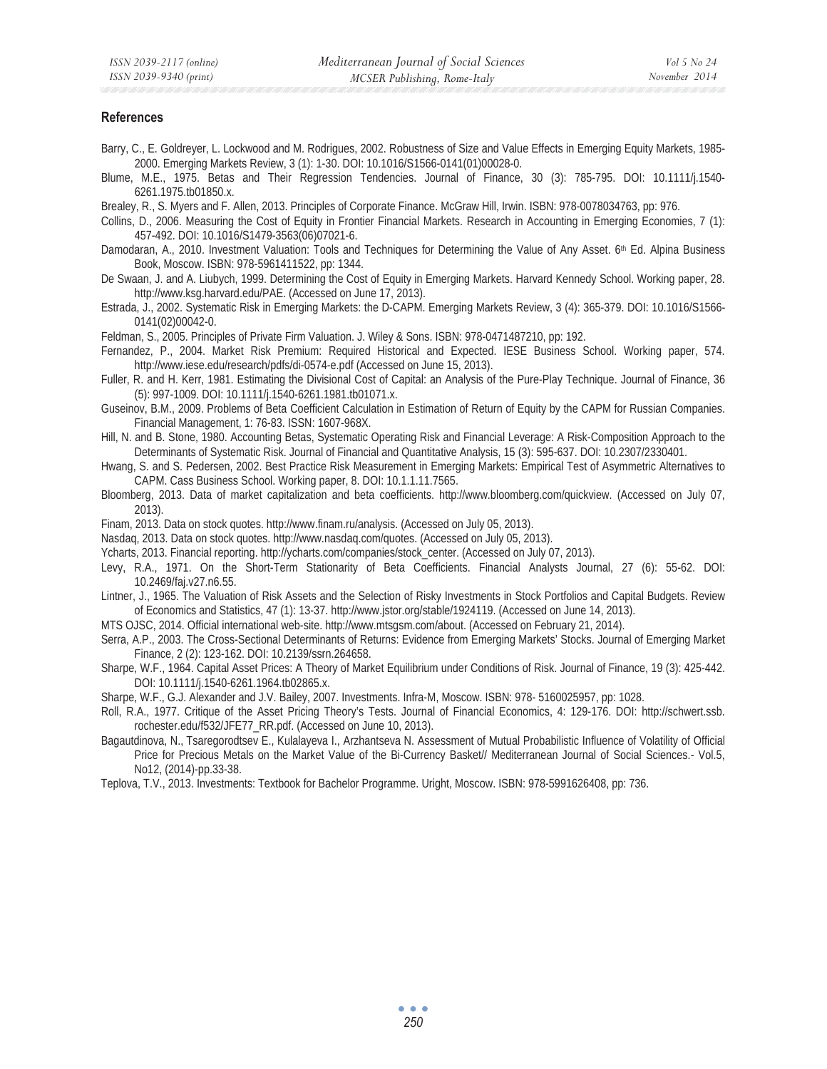## References

Barry, C., E. Goldreyer, L. Lockwood and M. Rodrigues, 2002. Robustness of Size and Value Effects in Emerging Equity Markets, 1985-2000. Emerging Markets Review, 3 (1): 1-30. DOI: 10.1016/S1566-0141(01)00028-0.

Blume, M.E., 1975. Betas and Their Regression Tendencies. Journal of Finance, 30 (3): 785-795. DOI: 10.1111/j.1540-6261.1975.tb01850.x.

Brealey, R., S. Myers and F. Allen, 2013. Principles of Corporate Finance. McGraw Hill, Irwin. ISBN: 978-0078034763, pp: 976.

Collins, D., 2006. Measuring the Cost of Equity in Frontier Financial Markets. Research in Accounting in Emerging Economies, 7 (1): 457-492. DOI: 10.1016/S1479-3563(06)07021-6.

Damodaran, A., 2010. Investment Valuation: Tools and Techniques for Determining the Value of Any Asset. 6th Ed. Alpina Business Book, Moscow. ISBN: 978-5961411522, pp: 1344.

De Swaan, J. and A. Liubych, 1999. Determining the Cost of Equity in Emerging Markets. Harvard Kennedy School. Working paper, 28. http://www.ksg.harvard.edu/PAE. (Accessed on June 17, 2013).

Estrada, J., 2002. Systematic Risk in Emerging Markets: the D-CAPM. Emerging Markets Review, 3 (4): 365-379. DOI: 10.1016/S1566-0141(02)00042-0.

Feldman, S., 2005. Principles of Private Firm Valuation. J. Wiley & Sons. ISBN: 978-0471487210, pp: 192.

Fernandez, P., 2004. Market Risk Premium: Required Historical and Expected. IESE Business School. Working paper, 574. http://www.iese.edu/research/pdfs/di-0574-e.pdf (Accessed on June 15, 2013).

Fuller, R. and H. Kerr, 1981. Estimating the Divisional Cost of Capital: an Analysis of the Pure-Play Technique. Journal of Finance, 36 (5): 997-1009. DOI: 10.1111/j.1540-6261.1981.tb01071.x.

Guseinov, B.M., 2009. Problems of Beta Coefficient Calculation in Estimation of Return of Equity by the CAPM for Russian Companies. Financial Management, 1: 76-83. ISSN: 1607-968X.

Hill, N. and B. Stone, 1980. Accounting Betas, Systematic Operating Risk and Financial Leverage: A Risk-Composition Approach to the Determinants of Systematic Risk. Journal of Financial and Quantitative Analysis, 15 (3): 595-637. DOI: 10.2307/2330401.

Hwang, S. and S. Pedersen, 2002. Best Practice Risk Measurement in Emerging Markets: Empirical Test of Asymmetric Alternatives to CAPM. Cass Business School. Working paper, 8. DOI: 10.1.1.11.7565.

Bloomberg, 2013. Data of market capitalization and beta coefficients. http://www.bloomberg.com/quickview. (Accessed on July 07, 2013).

Finam, 2013. Data on stock quotes. http://www.finam.ru/analysis. (Accessed on July 05, 2013).

Nasdaq, 2013. Data on stock quotes. http://www.nasdaq.com/quotes. (Accessed on July 05, 2013).

Ycharts, 2013. Financial reporting. http://ycharts.com/companies/stock_center. (Accessed on July 07, 2013).

Levy, R.A., 1971. On the Short-Term Stationarity of Beta Coefficients. Financial Analysts Journal, 27 (6): 55-62. DOI: 10.2469/faj.v27.n6.55.

Lintner, J., 1965. The Valuation of Risk Assets and the Selection of Risky Investments in Stock Portfolios and Capital Budgets. Review of Economics and Statistics, 47 (1): 13-37. http://www.jstor.org/stable/1924119. (Accessed on June 14, 2013).

MTS OJSC, 2014. Official international web-site. http://www.mtsgsm.com/about. (Accessed on February 21, 2014).

Serra, A.P., 2003. The Cross-Sectional Determinants of Returns: Evidence from Emerging Markets' Stocks. Journal of Emerging Market Finance, 2 (2): 123-162. DOI: 10.2139/ssrn.264658.

Sharpe, W.F., 1964. Capital Asset Prices: A Theory of Market Equilibrium under Conditions of Risk. Journal of Finance, 19 (3): 425-442. DOI: 10.1111/j.1540-6261.1964.tb02865.x.

Sharpe, W.F., G.J. Alexander and J.V. Bailey, 2007. Investments. Infra-M, Moscow. ISBN: 978- 5160025957, pp: 1028.

Roll, R.A., 1977. Critique of the Asset Pricing Theory's Tests. Journal of Financial Economics, 4: 129-176. DOI: http://schwert.ssb.rochester.edu/f532/JFE77_RR.pdf. (Accessed on June 10, 2013).

Bagautdinova, N., Tsaregorodtsev E., Kulalayeva I., Arzhantseva N. Assessment of Mutual Probabilistic Influence of Volatility of Official Price for Precious Metals on the Market Value of the Bi-Currency Basket// Mediterranean Journal of Social Sciences.- Vol.5, No12, (2014)-pp.33-38.

Teplova, T.V., 2013. Investments: Textbook for Bachelor Programme. Uright, Moscow. ISBN: 978-5991626408, pp: 736.